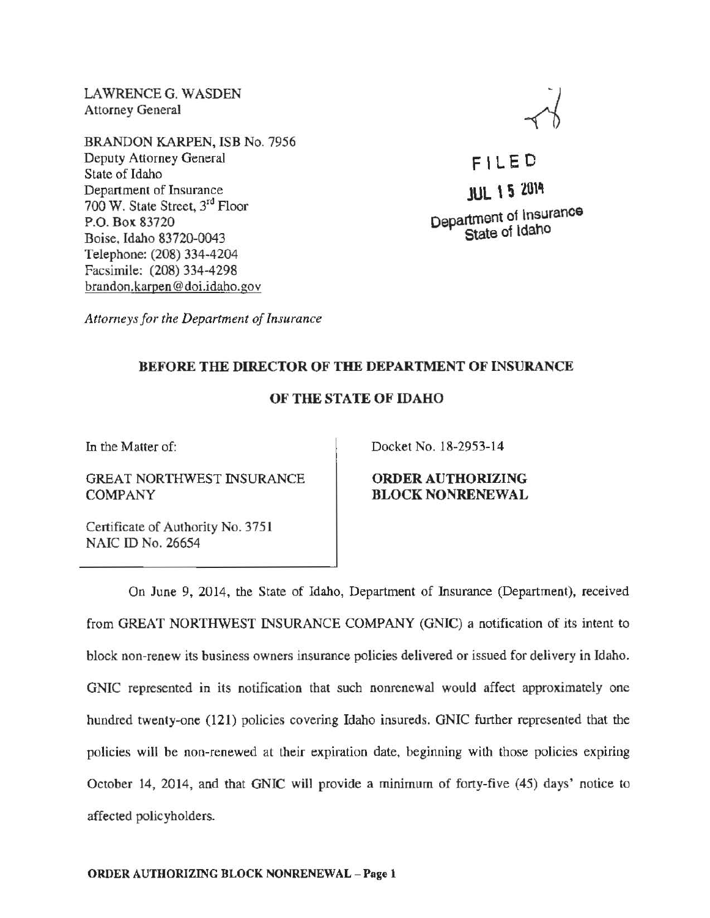LAWRENCE G. WASDEN
Attorney General

BRANDON KARPEN, ISB No. 7956
Deputy Attorney General
State of Idaho
Department of Insurance
700 W. State Street, 3rd Floor
P.O. Box 83720
Boise, Idaho 83720-0043
Telephone: (208) 334-4204
Facsimile: (208) 334-4298
brandon.karpen@doi.idaho.gov

*Attorneys for the Department of Insurance*

FILED
JUL 15 2014
Department of Insurance
State of Idaho

**BEFORE THE DIRECTOR OF THE DEPARTMENT OF INSURANCE**

**OF THE STATE OF IDAHO**

In the Matter of:

GREAT NORTHWEST INSURANCE COMPANY

Certificate of Authority No. 3751
NAIC ID No. 26654

Docket No. 18-2953-14

**ORDER AUTHORIZING BLOCK NONRENEWAL**

On June 9, 2014, the State of Idaho, Department of Insurance (Department), received from GREAT NORTHWEST INSURANCE COMPANY (GNIC) a notification of its intent to block non-renew its business owners insurance policies delivered or issued for delivery in Idaho. GNIC represented in its notification that such nonrenewal would affect approximately one hundred twenty-one (121) policies covering Idaho insureds. GNIC further represented that the policies will be non-renewed at their expiration date, beginning with those policies expiring October 14, 2014, and that GNIC will provide a minimum of forty-five (45) days' notice to affected policyholders.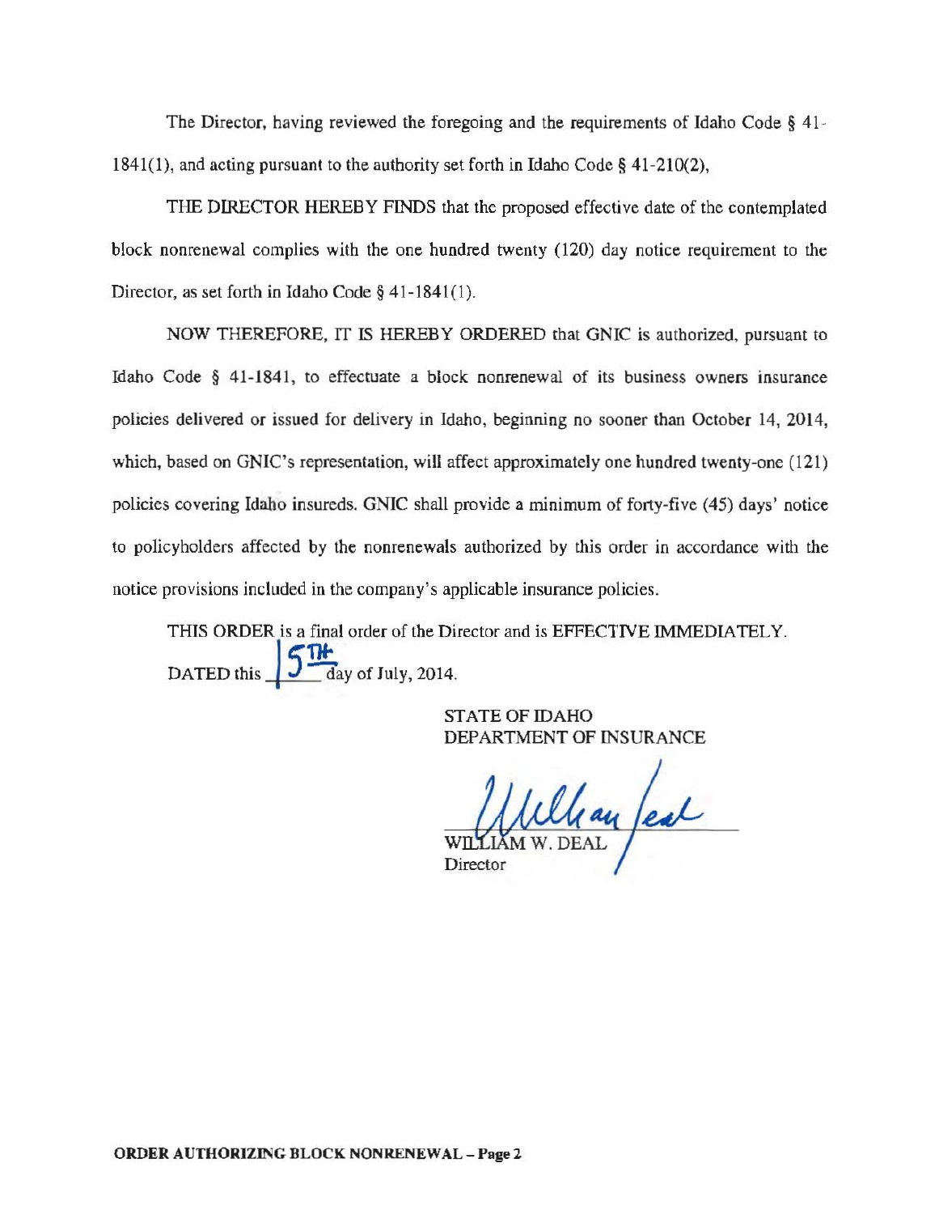The Director, having reviewed the foregoing and the requirements of Idaho Code § 41-1841(1), and acting pursuant to the authority set forth in Idaho Code § 41-210(2),

THE DIRECTOR HEREBY FINDS that the proposed effective date of the contemplated block nonrenewal complies with the one hundred twenty (120) day notice requirement to the Director, as set forth in Idaho Code § 41-1841(1).

NOW THEREFORE, IT IS HEREBY ORDERED that GNIC is authorized, pursuant to Idaho Code § 41-1841, to effectuate a block nonrenewal of its business owners insurance policies delivered or issued for delivery in Idaho, beginning no sooner than October 14, 2014, which, based on GNIC's representation, will affect approximately one hundred twenty-one (121) policies covering Idaho insureds. GNIC shall provide a minimum of forty-five (45) days' notice to policyholders affected by the nonrenewals authorized by this order in accordance with the notice provisions included in the company's applicable insurance policies.

THIS ORDER is a final order of the Director and is EFFECTIVE IMMEDIATELY.

DATED this 15TH day of July, 2014.

STATE OF IDAHO
DEPARTMENT OF INSURANCE

William Deal

WILLIAM W. DEAL
Director

**ORDER AUTHORIZING BLOCK NONRENEWAL – Page 2**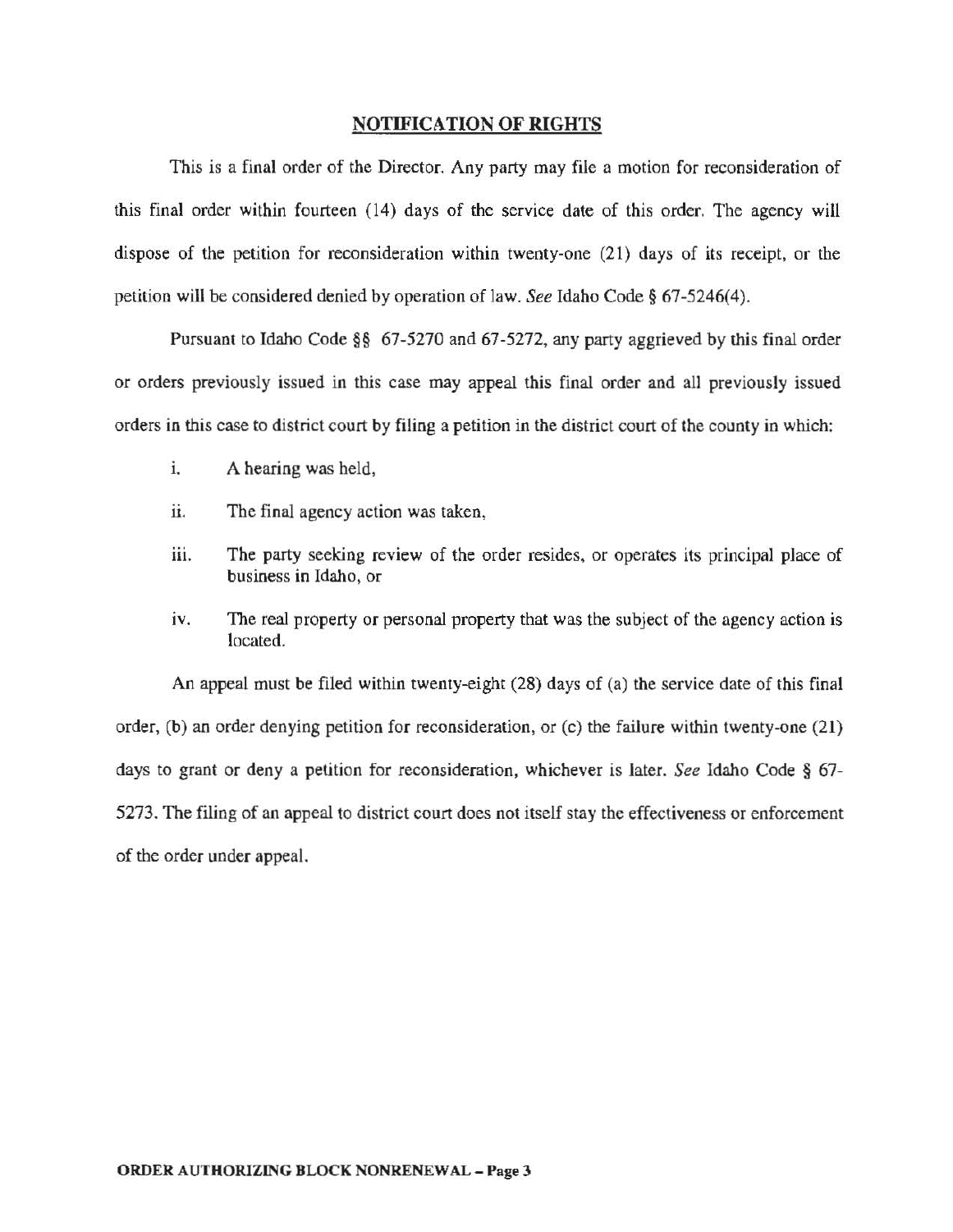## NOTIFICATION OF RIGHTS

This is a final order of the Director. Any party may file a motion for reconsideration of this final order within fourteen (14) days of the service date of this order. The agency will dispose of the petition for reconsideration within twenty-one (21) days of its receipt, or the petition will be considered denied by operation of law. *See* Idaho Code § 67-5246(4).

Pursuant to Idaho Code §§ 67-5270 and 67-5272, any party aggrieved by this final order or orders previously issued in this case may appeal this final order and all previously issued orders in this case to district court by filing a petition in the district court of the county in which:

i. A hearing was held,

ii. The final agency action was taken,

iii. The party seeking review of the order resides, or operates its principal place of business in Idaho, or

iv. The real property or personal property that was the subject of the agency action is located.

An appeal must be filed within twenty-eight (28) days of (a) the service date of this final order, (b) an order denying petition for reconsideration, or (c) the failure within twenty-one (21) days to grant or deny a petition for reconsideration, whichever is later. *See* Idaho Code § 67-5273. The filing of an appeal to district court does not itself stay the effectiveness or enforcement of the order under appeal.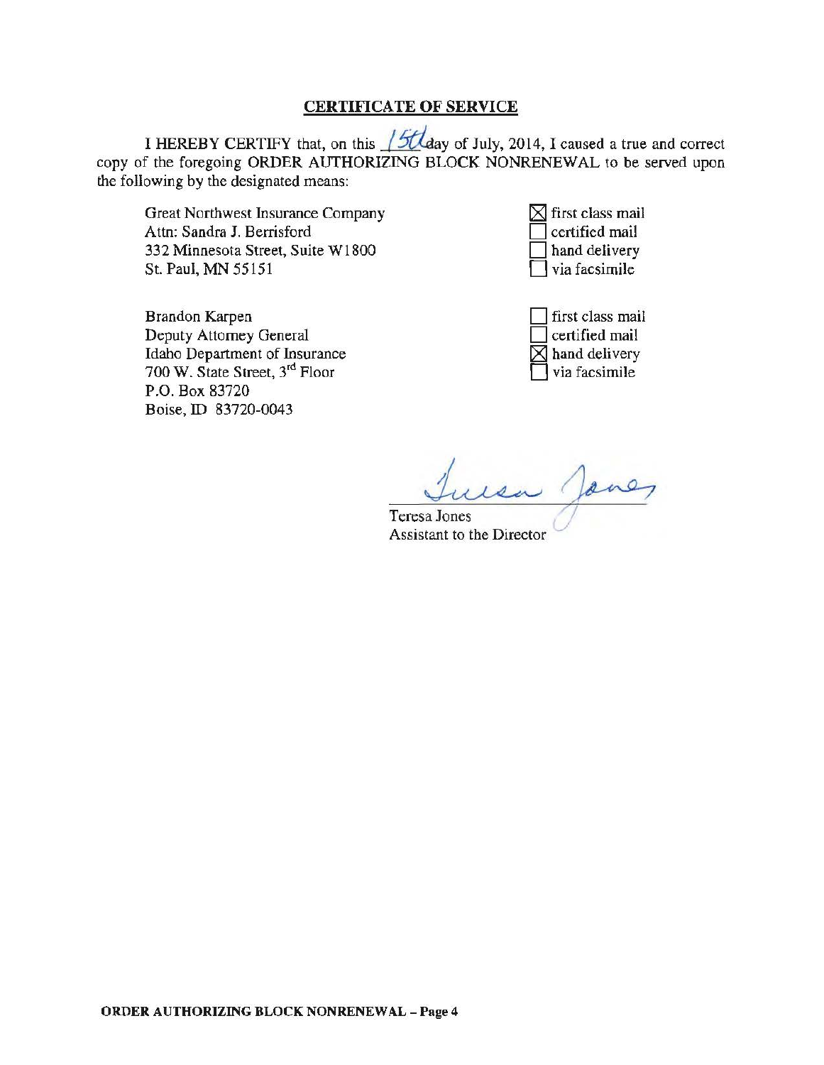## CERTIFICATE OF SERVICE

I HEREBY CERTIFY that, on this 15th day of July, 2014, I caused a true and correct copy of the foregoing ORDER AUTHORIZING BLOCK NONRENEWAL to be served upon the following by the designated means:

| | |
|---|---|
| Great Northwest Insurance Company<br>Attn: Sandra J. Berrisford<br>332 Minnesota Street, Suite W1800<br>St. Paul, MN 55151 | ☒ first class mail<br>☐ certified mail<br>☐ hand delivery<br>☐ via facsimile |
| Brandon Karpen<br>Deputy Attorney General<br>Idaho Department of Insurance<br>700 W. State Street, 3rd Floor<br>P.O. Box 83720<br>Boise, ID 83720-0043 | ☐ first class mail<br>☐ certified mail<br>☒ hand delivery<br>☐ via facsimile |

Teresa Jones
Assistant to the Director